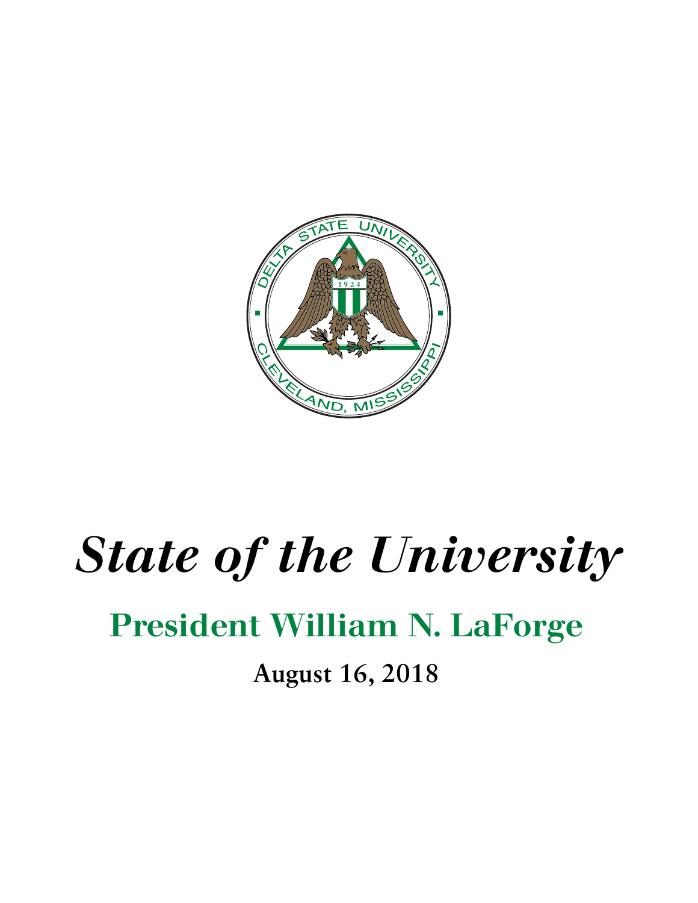# *State of the University*

## President William N. LaForge

**August 16, 2018**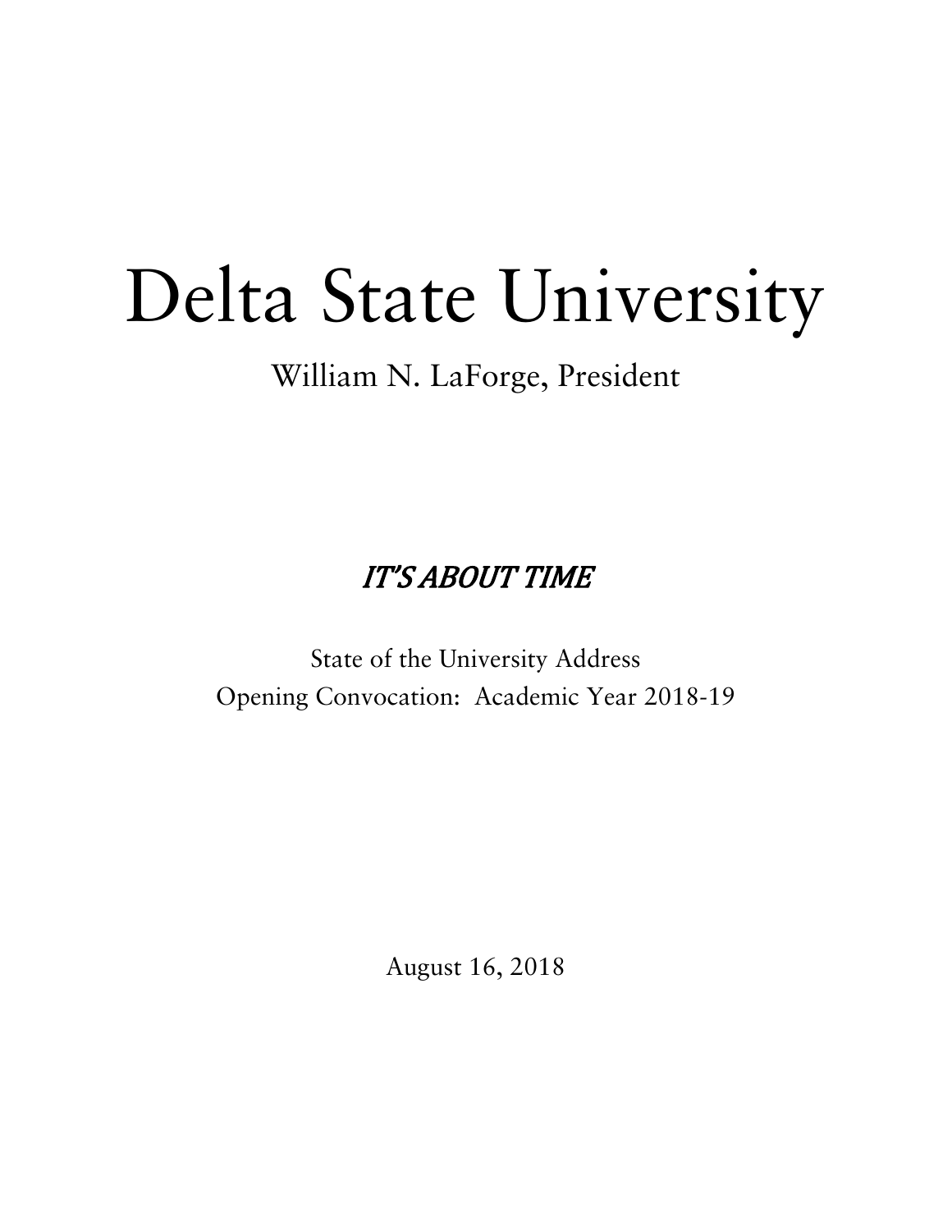# Delta State University

William N. LaForge, President

## *IT'S ABOUT TIME*

State of the University Address

Opening Convocation: Academic Year 2018-19

August 16, 2018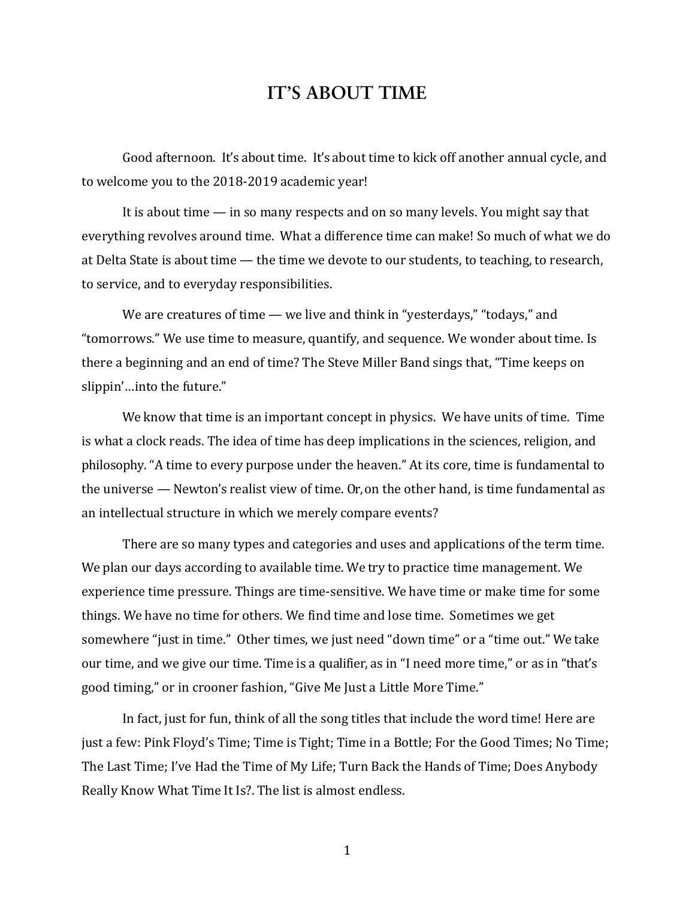# IT'S ABOUT TIME

Good afternoon. It's about time. It's about time to kick off another annual cycle, and to welcome you to the 2018-2019 academic year!

It is about time — in so many respects and on so many levels. You might say that everything revolves around time. What a difference time can make! So much of what we do at Delta State is about time — the time we devote to our students, to teaching, to research, to service, and to everyday responsibilities.

We are creatures of time — we live and think in "yesterdays," "todays," and "tomorrows." We use time to measure, quantify, and sequence. We wonder about time. Is there a beginning and an end of time? The Steve Miller Band sings that, "Time keeps on slippin'…into the future."

We know that time is an important concept in physics. We have units of time. Time is what a clock reads. The idea of time has deep implications in the sciences, religion, and philosophy. "A time to every purpose under the heaven." At its core, time is fundamental to the universe — Newton's realist view of time. Or, on the other hand, is time fundamental as an intellectual structure in which we merely compare events?

There are so many types and categories and uses and applications of the term time. We plan our days according to available time. We try to practice time management. We experience time pressure. Things are time-sensitive. We have time or make time for some things. We have no time for others. We find time and lose time. Sometimes we get somewhere "just in time." Other times, we just need "down time" or a "time out." We take our time, and we give our time. Time is a qualifier, as in "I need more time," or as in "that's good timing," or in crooner fashion, "Give Me Just a Little More Time."

In fact, just for fun, think of all the song titles that include the word time! Here are just a few: Pink Floyd's Time; Time is Tight; Time in a Bottle; For the Good Times; No Time; The Last Time; I've Had the Time of My Life; Turn Back the Hands of Time; Does Anybody Really Know What Time It Is?. The list is almost endless.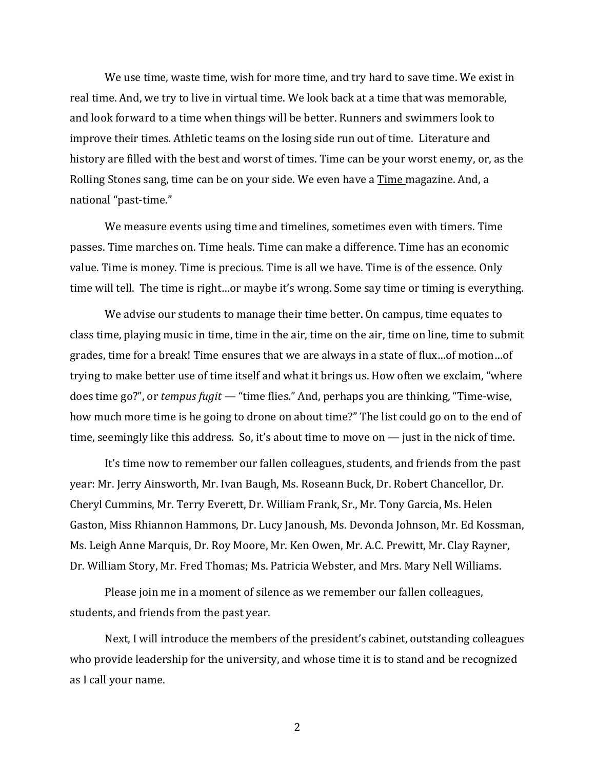We use time, waste time, wish for more time, and try hard to save time. We exist in real time. And, we try to live in virtual time. We look back at a time that was memorable, and look forward to a time when things will be better. Runners and swimmers look to improve their times. Athletic teams on the losing side run out of time. Literature and history are filled with the best and worst of times. Time can be your worst enemy, or, as the Rolling Stones sang, time can be on your side. We even have a <u>Time</u> magazine. And, a national "past-time."

We measure events using time and timelines, sometimes even with timers. Time passes. Time marches on. Time heals. Time can make a difference. Time has an economic value. Time is money. Time is precious. Time is all we have. Time is of the essence. Only time will tell. The time is right…or maybe it's wrong. Some say time or timing is everything.

We advise our students to manage their time better. On campus, time equates to class time, playing music in time, time in the air, time on the air, time on line, time to submit grades, time for a break! Time ensures that we are always in a state of flux…of motion…of trying to make better use of time itself and what it brings us. How often we exclaim, "where does time go?", or *tempus fugit* — "time flies." And, perhaps you are thinking, "Time-wise, how much more time is he going to drone on about time?" The list could go on to the end of time, seemingly like this address. So, it's about time to move on — just in the nick of time.

It's time now to remember our fallen colleagues, students, and friends from the past year: Mr. Jerry Ainsworth, Mr. Ivan Baugh, Ms. Roseann Buck, Dr. Robert Chancellor, Dr. Cheryl Cummins, Mr. Terry Everett, Dr. William Frank, Sr., Mr. Tony Garcia, Ms. Helen Gaston, Miss Rhiannon Hammons, Dr. Lucy Janoush, Ms. Devonda Johnson, Mr. Ed Kossman, Ms. Leigh Anne Marquis, Dr. Roy Moore, Mr. Ken Owen, Mr. A.C. Prewitt, Mr. Clay Rayner, Dr. William Story, Mr. Fred Thomas; Ms. Patricia Webster, and Mrs. Mary Nell Williams.

Please join me in a moment of silence as we remember our fallen colleagues, students, and friends from the past year.

Next, I will introduce the members of the president's cabinet, outstanding colleagues who provide leadership for the university, and whose time it is to stand and be recognized as I call your name.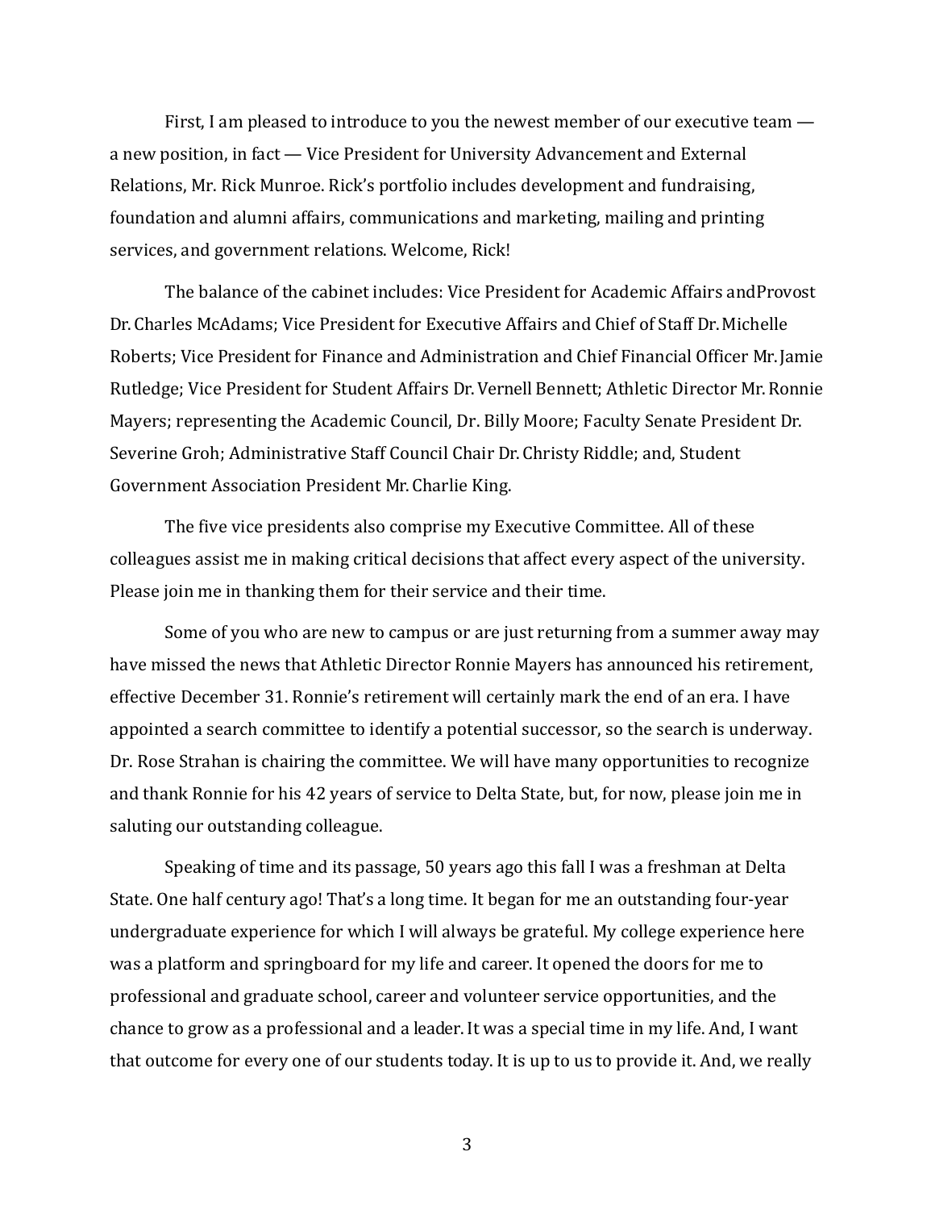First, I am pleased to introduce to you the newest member of our executive team — a new position, in fact — Vice President for University Advancement and External Relations, Mr. Rick Munroe. Rick's portfolio includes development and fundraising, foundation and alumni affairs, communications and marketing, mailing and printing services, and government relations. Welcome, Rick!

The balance of the cabinet includes: Vice President for Academic Affairs andProvost Dr. Charles McAdams; Vice President for Executive Affairs and Chief of Staff Dr. Michelle Roberts; Vice President for Finance and Administration and Chief Financial Officer Mr. Jamie Rutledge; Vice President for Student Affairs Dr. Vernell Bennett; Athletic Director Mr. Ronnie Mayers; representing the Academic Council, Dr. Billy Moore; Faculty Senate President Dr. Severine Groh; Administrative Staff Council Chair Dr. Christy Riddle; and, Student Government Association President Mr. Charlie King.

The five vice presidents also comprise my Executive Committee. All of these colleagues assist me in making critical decisions that affect every aspect of the university. Please join me in thanking them for their service and their time.

Some of you who are new to campus or are just returning from a summer away may have missed the news that Athletic Director Ronnie Mayers has announced his retirement, effective December 31. Ronnie's retirement will certainly mark the end of an era. I have appointed a search committee to identify a potential successor, so the search is underway. Dr. Rose Strahan is chairing the committee. We will have many opportunities to recognize and thank Ronnie for his 42 years of service to Delta State, but, for now, please join me in saluting our outstanding colleague.

Speaking of time and its passage, 50 years ago this fall I was a freshman at Delta State. One half century ago! That's a long time. It began for me an outstanding four-year undergraduate experience for which I will always be grateful. My college experience here was a platform and springboard for my life and career. It opened the doors for me to professional and graduate school, career and volunteer service opportunities, and the chance to grow as a professional and a leader. It was a special time in my life. And, I want that outcome for every one of our students today. It is up to us to provide it. And, we really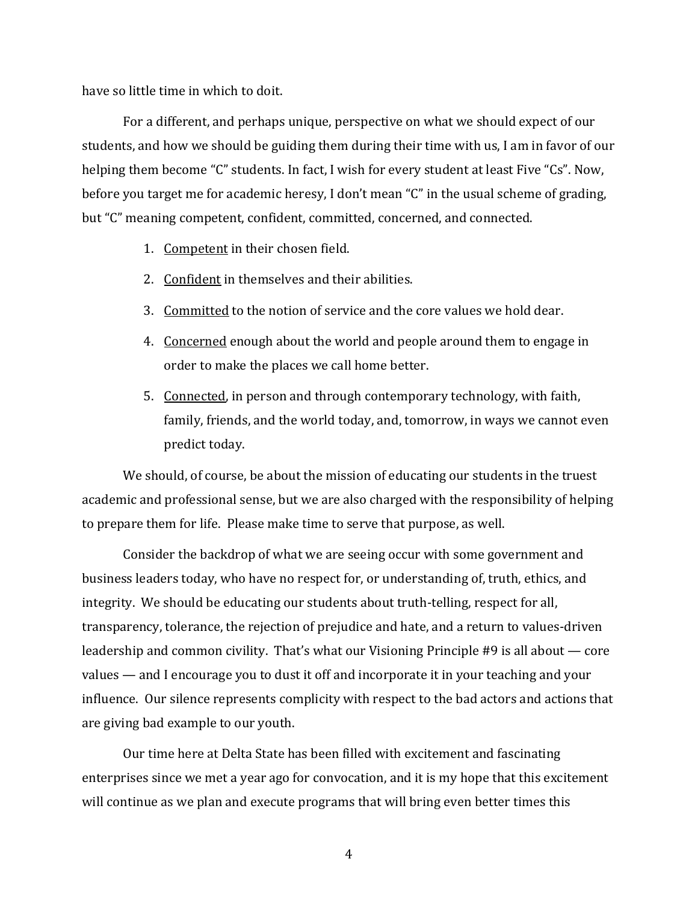have so little time in which to doit.

For a different, and perhaps unique, perspective on what we should expect of our students, and how we should be guiding them during their time with us, I am in favor of our helping them become "C" students. In fact, I wish for every student at least Five "Cs". Now, before you target me for academic heresy, I don't mean "C" in the usual scheme of grading, but "C" meaning competent, confident, committed, concerned, and connected.

1. Competent in their chosen field.
2. Confident in themselves and their abilities.
3. Committed to the notion of service and the core values we hold dear.
4. Concerned enough about the world and people around them to engage in order to make the places we call home better.
5. Connected, in person and through contemporary technology, with faith, family, friends, and the world today, and, tomorrow, in ways we cannot even predict today.

We should, of course, be about the mission of educating our students in the truest academic and professional sense, but we are also charged with the responsibility of helping to prepare them for life. Please make time to serve that purpose, as well.

Consider the backdrop of what we are seeing occur with some government and business leaders today, who have no respect for, or understanding of, truth, ethics, and integrity. We should be educating our students about truth-telling, respect for all, transparency, tolerance, the rejection of prejudice and hate, and a return to values-driven leadership and common civility. That's what our Visioning Principle #9 is all about — core values — and I encourage you to dust it off and incorporate it in your teaching and your influence. Our silence represents complicity with respect to the bad actors and actions that are giving bad example to our youth.

Our time here at Delta State has been filled with excitement and fascinating enterprises since we met a year ago for convocation, and it is my hope that this excitement will continue as we plan and execute programs that will bring even better times this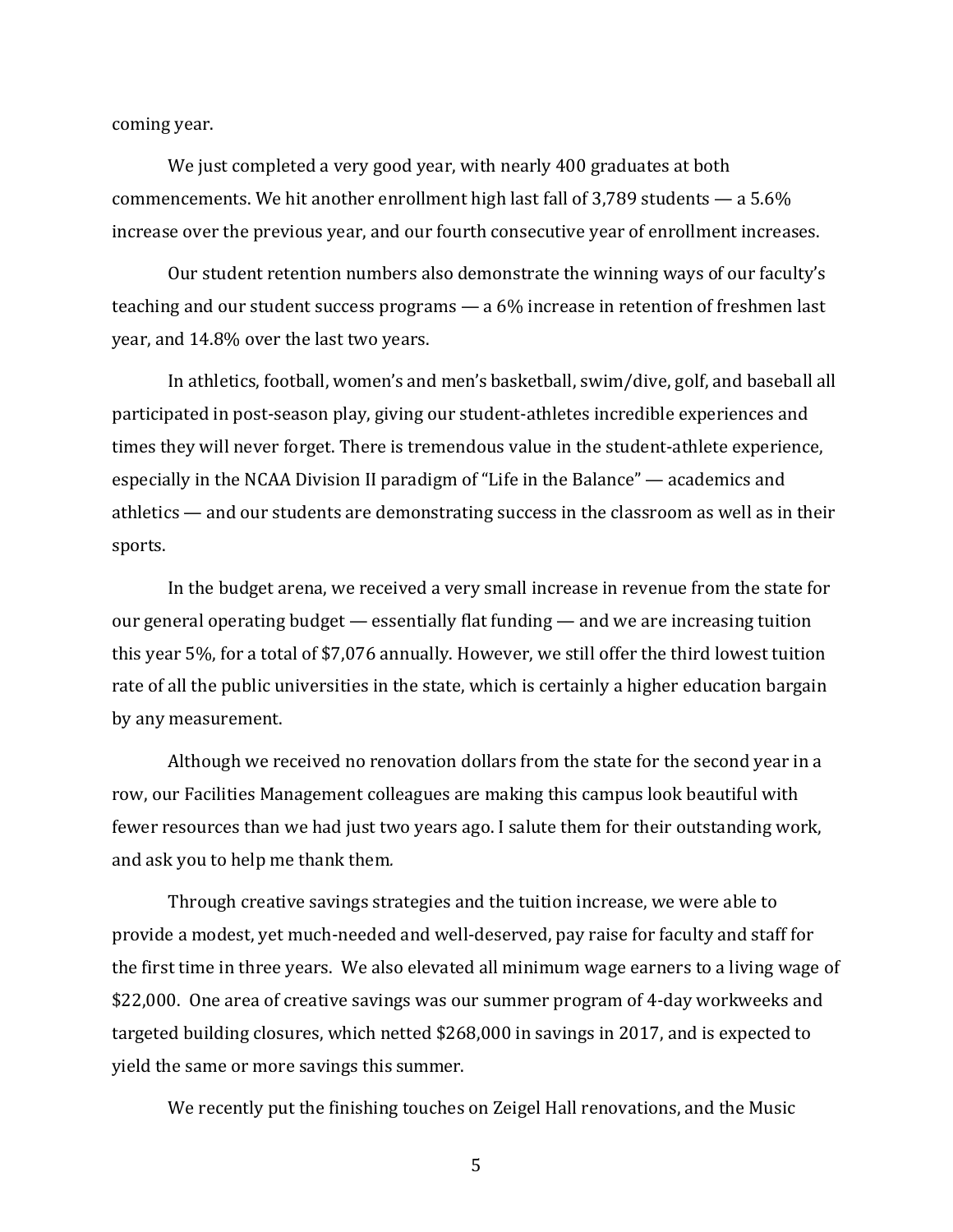coming year.

We just completed a very good year, with nearly 400 graduates at both commencements. We hit another enrollment high last fall of 3,789 students — a 5.6% increase over the previous year, and our fourth consecutive year of enrollment increases.

Our student retention numbers also demonstrate the winning ways of our faculty's teaching and our student success programs — a 6% increase in retention of freshmen last year, and 14.8% over the last two years.

In athletics, football, women's and men's basketball, swim/dive, golf, and baseball all participated in post-season play, giving our student-athletes incredible experiences and times they will never forget. There is tremendous value in the student-athlete experience, especially in the NCAA Division II paradigm of "Life in the Balance" — academics and athletics — and our students are demonstrating success in the classroom as well as in their sports.

In the budget arena, we received a very small increase in revenue from the state for our general operating budget — essentially flat funding — and we are increasing tuition this year 5%, for a total of $7,076 annually. However, we still offer the third lowest tuition rate of all the public universities in the state, which is certainly a higher education bargain by any measurement.

Although we received no renovation dollars from the state for the second year in a row, our Facilities Management colleagues are making this campus look beautiful with fewer resources than we had just two years ago. I salute them for their outstanding work, and ask you to help me thank them.

Through creative savings strategies and the tuition increase, we were able to provide a modest, yet much-needed and well-deserved, pay raise for faculty and staff for the first time in three years. We also elevated all minimum wage earners to a living wage of $22,000. One area of creative savings was our summer program of 4-day workweeks and targeted building closures, which netted $268,000 in savings in 2017, and is expected to yield the same or more savings this summer.

We recently put the finishing touches on Zeigel Hall renovations, and the Music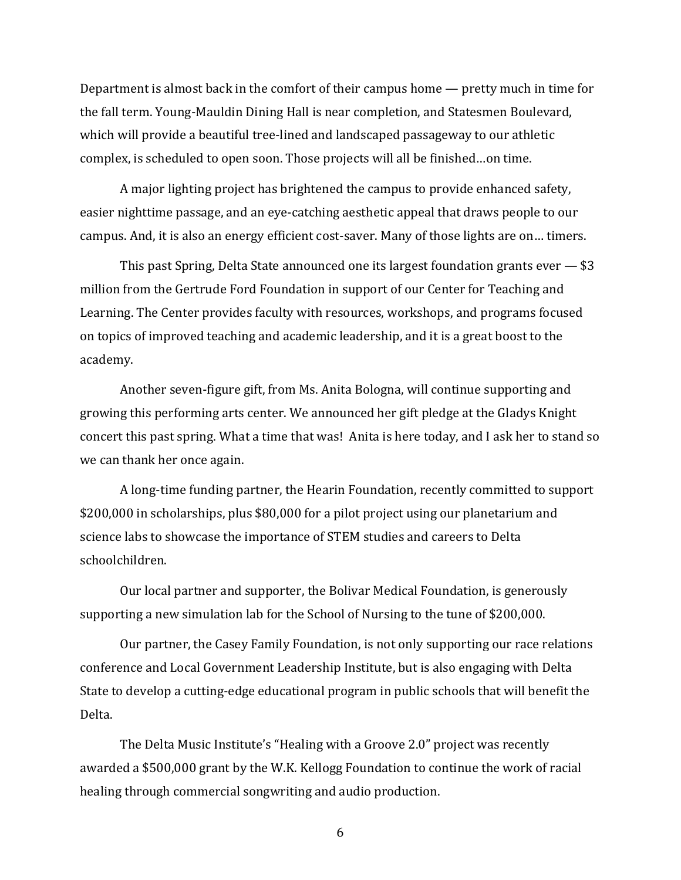Department is almost back in the comfort of their campus home — pretty much in time for the fall term. Young-Mauldin Dining Hall is near completion, and Statesmen Boulevard, which will provide a beautiful tree-lined and landscaped passageway to our athletic complex, is scheduled to open soon. Those projects will all be finished…on time.

A major lighting project has brightened the campus to provide enhanced safety, easier nighttime passage, and an eye-catching aesthetic appeal that draws people to our campus. And, it is also an energy efficient cost-saver. Many of those lights are on… timers.

This past Spring, Delta State announced one its largest foundation grants ever — $3 million from the Gertrude Ford Foundation in support of our Center for Teaching and Learning. The Center provides faculty with resources, workshops, and programs focused on topics of improved teaching and academic leadership, and it is a great boost to the academy.

Another seven-figure gift, from Ms. Anita Bologna, will continue supporting and growing this performing arts center. We announced her gift pledge at the Gladys Knight concert this past spring. What a time that was! Anita is here today, and I ask her to stand so we can thank her once again.

A long-time funding partner, the Hearin Foundation, recently committed to support $200,000 in scholarships, plus $80,000 for a pilot project using our planetarium and science labs to showcase the importance of STEM studies and careers to Delta schoolchildren.

Our local partner and supporter, the Bolivar Medical Foundation, is generously supporting a new simulation lab for the School of Nursing to the tune of $200,000.

Our partner, the Casey Family Foundation, is not only supporting our race relations conference and Local Government Leadership Institute, but is also engaging with Delta State to develop a cutting-edge educational program in public schools that will benefit the Delta.

The Delta Music Institute's "Healing with a Groove 2.0" project was recently awarded a $500,000 grant by the W.K. Kellogg Foundation to continue the work of racial healing through commercial songwriting and audio production.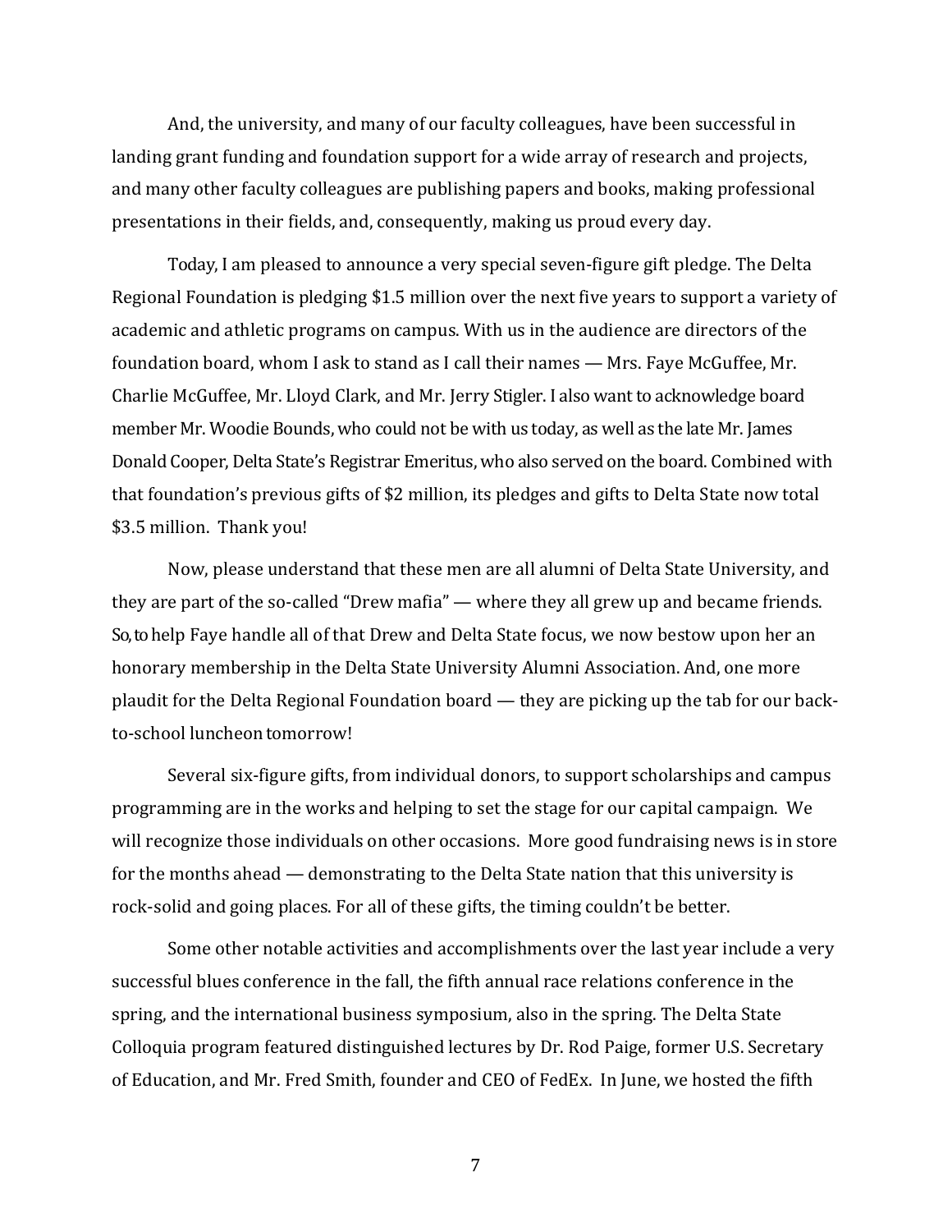And, the university, and many of our faculty colleagues, have been successful in landing grant funding and foundation support for a wide array of research and projects, and many other faculty colleagues are publishing papers and books, making professional presentations in their fields, and, consequently, making us proud every day.

Today, I am pleased to announce a very special seven-figure gift pledge. The Delta Regional Foundation is pledging $1.5 million over the next five years to support a variety of academic and athletic programs on campus. With us in the audience are directors of the foundation board, whom I ask to stand as I call their names — Mrs. Faye McGuffee, Mr. Charlie McGuffee, Mr. Lloyd Clark, and Mr. Jerry Stigler. I also want to acknowledge board member Mr. Woodie Bounds, who could not be with us today, as well as the late Mr. James Donald Cooper, Delta State's Registrar Emeritus, who also served on the board. Combined with that foundation's previous gifts of $2 million, its pledges and gifts to Delta State now total $3.5 million. Thank you!

Now, please understand that these men are all alumni of Delta State University, and they are part of the so-called "Drew mafia" — where they all grew up and became friends. So, to help Faye handle all of that Drew and Delta State focus, we now bestow upon her an honorary membership in the Delta State University Alumni Association. And, one more plaudit for the Delta Regional Foundation board — they are picking up the tab for our back-to-school luncheon tomorrow!

Several six-figure gifts, from individual donors, to support scholarships and campus programming are in the works and helping to set the stage for our capital campaign. We will recognize those individuals on other occasions. More good fundraising news is in store for the months ahead — demonstrating to the Delta State nation that this university is rock-solid and going places. For all of these gifts, the timing couldn't be better.

Some other notable activities and accomplishments over the last year include a very successful blues conference in the fall, the fifth annual race relations conference in the spring, and the international business symposium, also in the spring. The Delta State Colloquia program featured distinguished lectures by Dr. Rod Paige, former U.S. Secretary of Education, and Mr. Fred Smith, founder and CEO of FedEx. In June, we hosted the fifth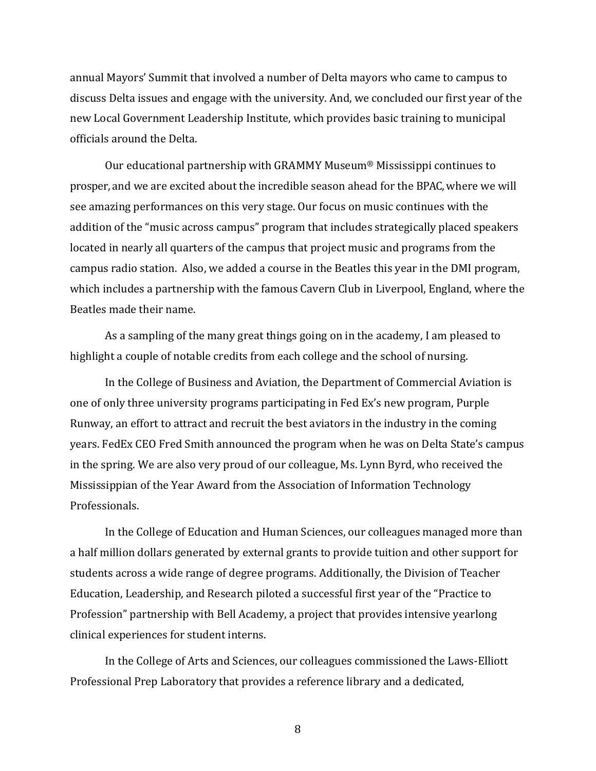annual Mayors' Summit that involved a number of Delta mayors who came to campus to discuss Delta issues and engage with the university. And, we concluded our first year of the new Local Government Leadership Institute, which provides basic training to municipal officials around the Delta.

Our educational partnership with GRAMMY Museum® Mississippi continues to prosper, and we are excited about the incredible season ahead for the BPAC, where we will see amazing performances on this very stage. Our focus on music continues with the addition of the "music across campus" program that includes strategically placed speakers located in nearly all quarters of the campus that project music and programs from the campus radio station. Also, we added a course in the Beatles this year in the DMI program, which includes a partnership with the famous Cavern Club in Liverpool, England, where the Beatles made their name.

As a sampling of the many great things going on in the academy, I am pleased to highlight a couple of notable credits from each college and the school of nursing.

In the College of Business and Aviation, the Department of Commercial Aviation is one of only three university programs participating in Fed Ex's new program, Purple Runway, an effort to attract and recruit the best aviators in the industry in the coming years. FedEx CEO Fred Smith announced the program when he was on Delta State's campus in the spring. We are also very proud of our colleague, Ms. Lynn Byrd, who received the Mississippian of the Year Award from the Association of Information Technology Professionals.

In the College of Education and Human Sciences, our colleagues managed more than a half million dollars generated by external grants to provide tuition and other support for students across a wide range of degree programs. Additionally, the Division of Teacher Education, Leadership, and Research piloted a successful first year of the "Practice to Profession" partnership with Bell Academy, a project that provides intensive yearlong clinical experiences for student interns.

In the College of Arts and Sciences, our colleagues commissioned the Laws-Elliott Professional Prep Laboratory that provides a reference library and a dedicated,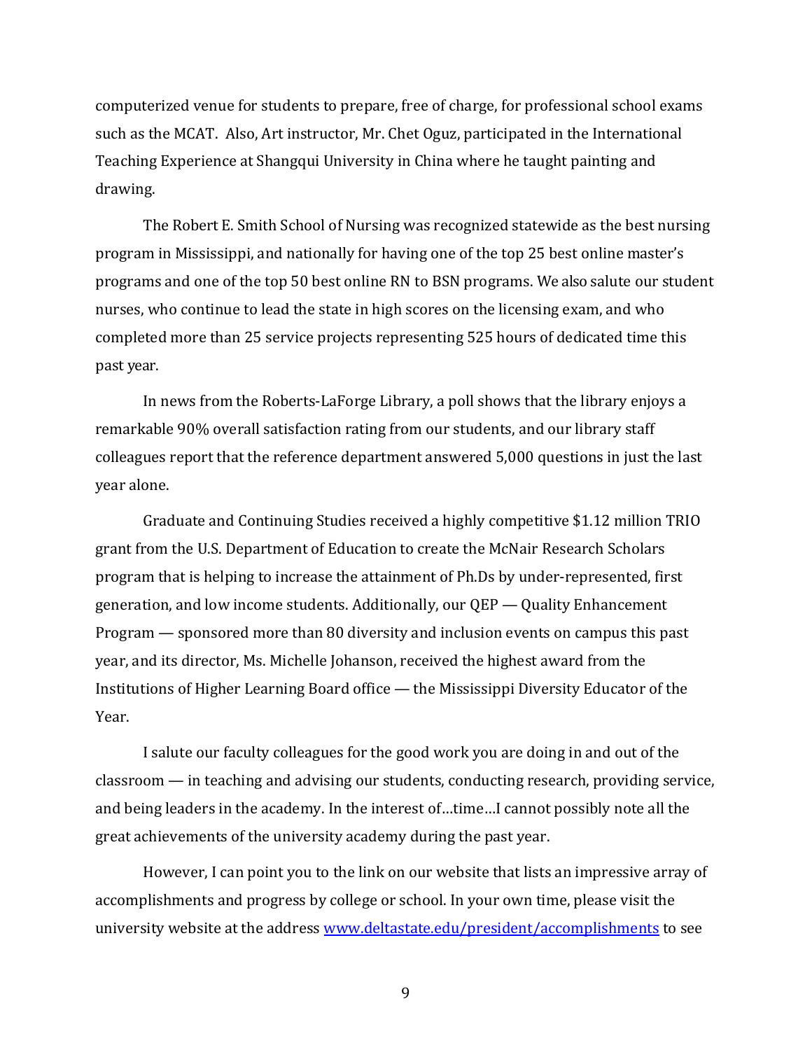computerized venue for students to prepare, free of charge, for professional school exams such as the MCAT. Also, Art instructor, Mr. Chet Oguz, participated in the International Teaching Experience at Shangqui University in China where he taught painting and drawing.

The Robert E. Smith School of Nursing was recognized statewide as the best nursing program in Mississippi, and nationally for having one of the top 25 best online master's programs and one of the top 50 best online RN to BSN programs. We also salute our student nurses, who continue to lead the state in high scores on the licensing exam, and who completed more than 25 service projects representing 525 hours of dedicated time this past year.

In news from the Roberts-LaForge Library, a poll shows that the library enjoys a remarkable 90% overall satisfaction rating from our students, and our library staff colleagues report that the reference department answered 5,000 questions in just the last year alone.

Graduate and Continuing Studies received a highly competitive $1.12 million TRIO grant from the U.S. Department of Education to create the McNair Research Scholars program that is helping to increase the attainment of Ph.Ds by under-represented, first generation, and low income students. Additionally, our QEP — Quality Enhancement Program — sponsored more than 80 diversity and inclusion events on campus this past year, and its director, Ms. Michelle Johanson, received the highest award from the Institutions of Higher Learning Board office — the Mississippi Diversity Educator of the Year.

I salute our faculty colleagues for the good work you are doing in and out of the classroom — in teaching and advising our students, conducting research, providing service, and being leaders in the academy. In the interest of…time…I cannot possibly note all the great achievements of the university academy during the past year.

However, I can point you to the link on our website that lists an impressive array of accomplishments and progress by college or school. In your own time, please visit the university website at the address [www.deltastate.edu/president/accomplishments](http://www.deltastate.edu/president/accomplishments) to see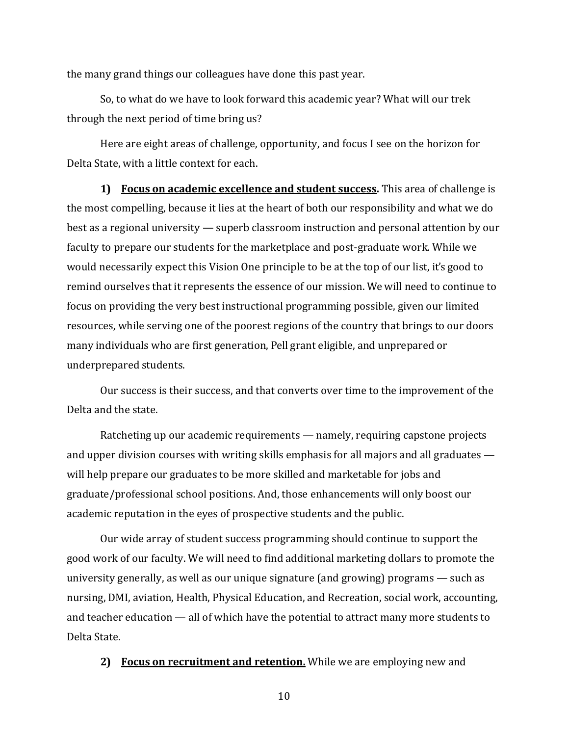the many grand things our colleagues have done this past year.

So, to what do we have to look forward this academic year? What will our trek through the next period of time bring us?

Here are eight areas of challenge, opportunity, and focus I see on the horizon for Delta State, with a little context for each.

**1) <u>Focus on academic excellence and student success.</u>** This area of challenge is the most compelling, because it lies at the heart of both our responsibility and what we do best as a regional university — superb classroom instruction and personal attention by our faculty to prepare our students for the marketplace and post-graduate work. While we would necessarily expect this Vision One principle to be at the top of our list, it's good to remind ourselves that it represents the essence of our mission. We will need to continue to focus on providing the very best instructional programming possible, given our limited resources, while serving one of the poorest regions of the country that brings to our doors many individuals who are first generation, Pell grant eligible, and unprepared or underprepared students.

Our success is their success, and that converts over time to the improvement of the Delta and the state.

Ratcheting up our academic requirements — namely, requiring capstone projects and upper division courses with writing skills emphasis for all majors and all graduates — will help prepare our graduates to be more skilled and marketable for jobs and graduate/professional school positions. And, those enhancements will only boost our academic reputation in the eyes of prospective students and the public.

Our wide array of student success programming should continue to support the good work of our faculty. We will need to find additional marketing dollars to promote the university generally, as well as our unique signature (and growing) programs — such as nursing, DMI, aviation, Health, Physical Education, and Recreation, social work, accounting, and teacher education — all of which have the potential to attract many more students to Delta State.

**2) <u>Focus on recruitment and retention.</u>** While we are employing new and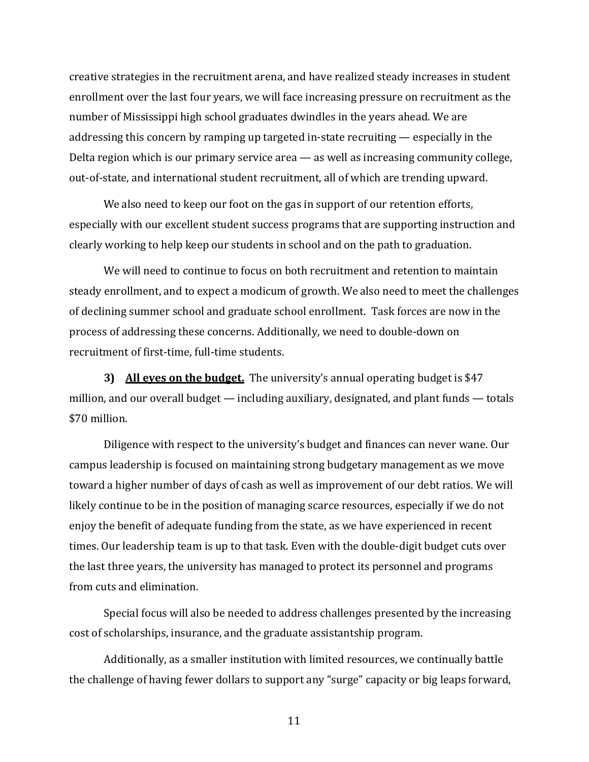creative strategies in the recruitment arena, and have realized steady increases in student enrollment over the last four years, we will face increasing pressure on recruitment as the number of Mississippi high school graduates dwindles in the years ahead. We are addressing this concern by ramping up targeted in-state recruiting — especially in the Delta region which is our primary service area — as well as increasing community college, out-of-state, and international student recruitment, all of which are trending upward.

We also need to keep our foot on the gas in support of our retention efforts, especially with our excellent student success programs that are supporting instruction and clearly working to help keep our students in school and on the path to graduation.

We will need to continue to focus on both recruitment and retention to maintain steady enrollment, and to expect a modicum of growth. We also need to meet the challenges of declining summer school and graduate school enrollment. Task forces are now in the process of addressing these concerns. Additionally, we need to double-down on recruitment of first-time, full-time students.

**3) <u>All eyes on the budget.</u>** The university's annual operating budget is $47 million, and our overall budget — including auxiliary, designated, and plant funds — totals $70 million.

Diligence with respect to the university's budget and finances can never wane. Our campus leadership is focused on maintaining strong budgetary management as we move toward a higher number of days of cash as well as improvement of our debt ratios. We will likely continue to be in the position of managing scarce resources, especially if we do not enjoy the benefit of adequate funding from the state, as we have experienced in recent times. Our leadership team is up to that task. Even with the double-digit budget cuts over the last three years, the university has managed to protect its personnel and programs from cuts and elimination.

Special focus will also be needed to address challenges presented by the increasing cost of scholarships, insurance, and the graduate assistantship program.

Additionally, as a smaller institution with limited resources, we continually battle the challenge of having fewer dollars to support any "surge" capacity or big leaps forward,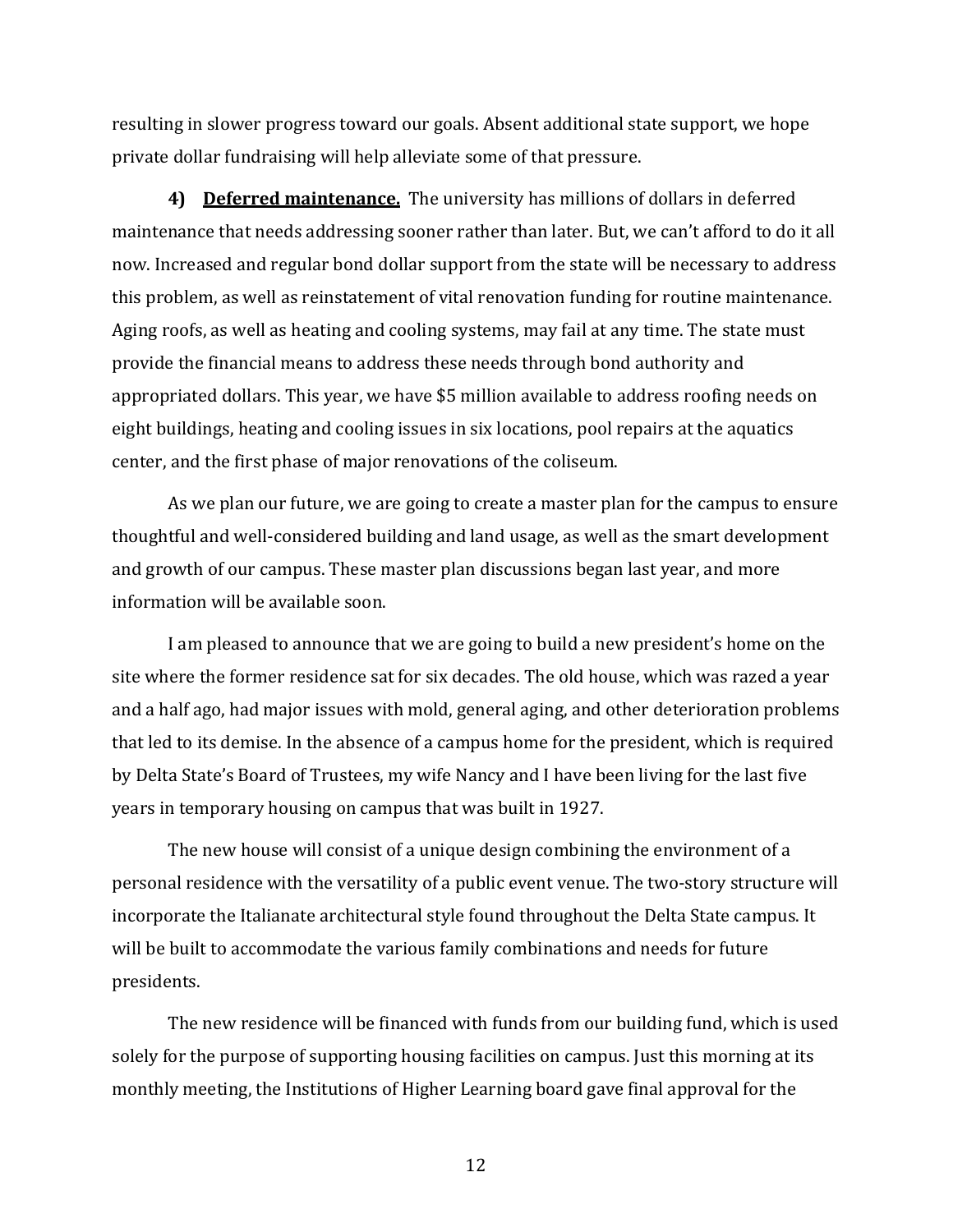resulting in slower progress toward our goals. Absent additional state support, we hope private dollar fundraising will help alleviate some of that pressure.

**4) <u>Deferred maintenance.</u>** The university has millions of dollars in deferred maintenance that needs addressing sooner rather than later. But, we can't afford to do it all now. Increased and regular bond dollar support from the state will be necessary to address this problem, as well as reinstatement of vital renovation funding for routine maintenance. Aging roofs, as well as heating and cooling systems, may fail at any time. The state must provide the financial means to address these needs through bond authority and appropriated dollars. This year, we have $5 million available to address roofing needs on eight buildings, heating and cooling issues in six locations, pool repairs at the aquatics center, and the first phase of major renovations of the coliseum.

As we plan our future, we are going to create a master plan for the campus to ensure thoughtful and well-considered building and land usage, as well as the smart development and growth of our campus. These master plan discussions began last year, and more information will be available soon.

I am pleased to announce that we are going to build a new president's home on the site where the former residence sat for six decades. The old house, which was razed a year and a half ago, had major issues with mold, general aging, and other deterioration problems that led to its demise. In the absence of a campus home for the president, which is required by Delta State's Board of Trustees, my wife Nancy and I have been living for the last five years in temporary housing on campus that was built in 1927.

The new house will consist of a unique design combining the environment of a personal residence with the versatility of a public event venue. The two-story structure will incorporate the Italianate architectural style found throughout the Delta State campus. It will be built to accommodate the various family combinations and needs for future presidents.

The new residence will be financed with funds from our building fund, which is used solely for the purpose of supporting housing facilities on campus. Just this morning at its monthly meeting, the Institutions of Higher Learning board gave final approval for the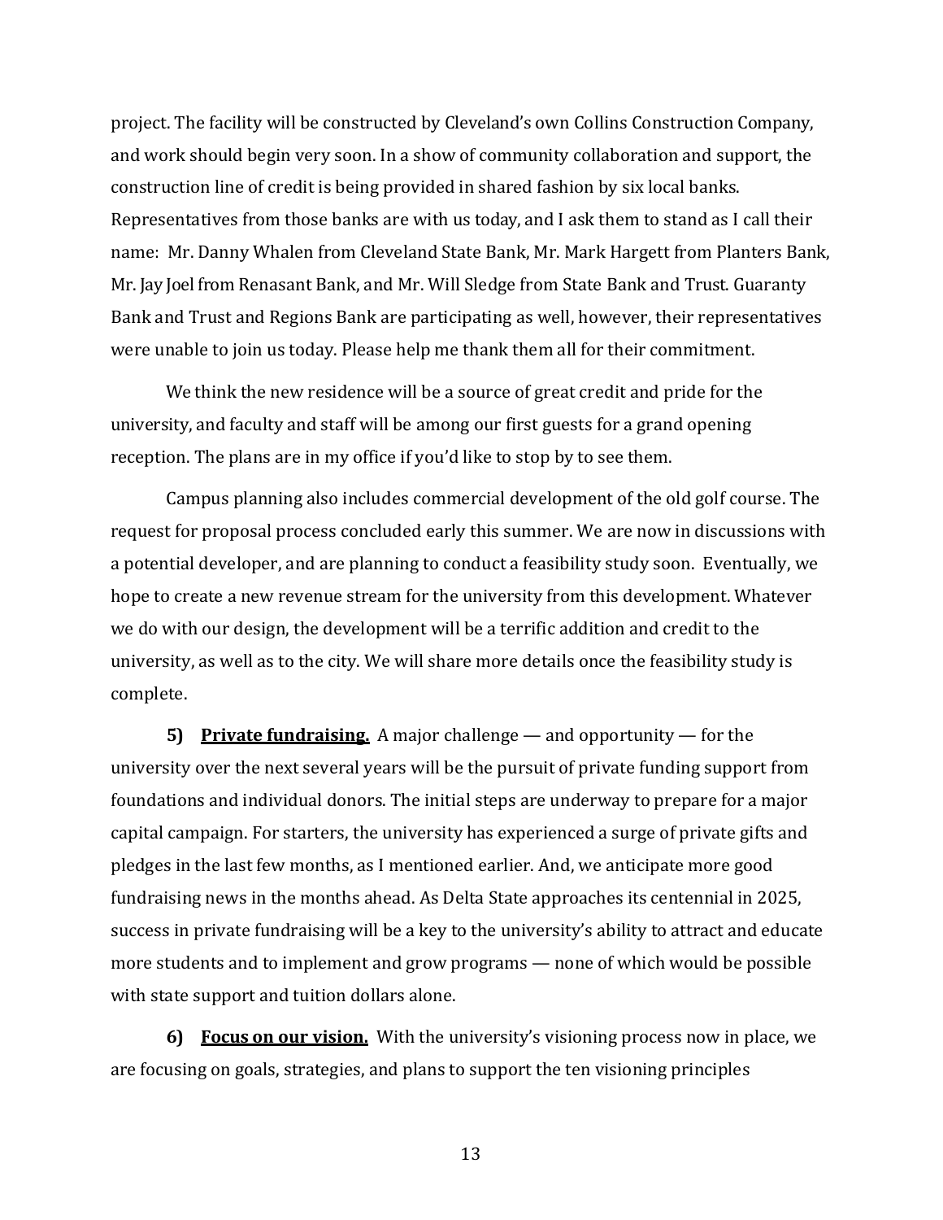project. The facility will be constructed by Cleveland's own Collins Construction Company, and work should begin very soon. In a show of community collaboration and support, the construction line of credit is being provided in shared fashion by six local banks. Representatives from those banks are with us today, and I ask them to stand as I call their name: Mr. Danny Whalen from Cleveland State Bank, Mr. Mark Hargett from Planters Bank, Mr. Jay Joel from Renasant Bank, and Mr. Will Sledge from State Bank and Trust. Guaranty Bank and Trust and Regions Bank are participating as well, however, their representatives were unable to join us today. Please help me thank them all for their commitment.

We think the new residence will be a source of great credit and pride for the university, and faculty and staff will be among our first guests for a grand opening reception. The plans are in my office if you'd like to stop by to see them.

Campus planning also includes commercial development of the old golf course. The request for proposal process concluded early this summer. We are now in discussions with a potential developer, and are planning to conduct a feasibility study soon. Eventually, we hope to create a new revenue stream for the university from this development. Whatever we do with our design, the development will be a terrific addition and credit to the university, as well as to the city. We will share more details once the feasibility study is complete.

**5) <u>Private fundraising.</u>** A major challenge — and opportunity — for the university over the next several years will be the pursuit of private funding support from foundations and individual donors. The initial steps are underway to prepare for a major capital campaign. For starters, the university has experienced a surge of private gifts and pledges in the last few months, as I mentioned earlier. And, we anticipate more good fundraising news in the months ahead. As Delta State approaches its centennial in 2025, success in private fundraising will be a key to the university's ability to attract and educate more students and to implement and grow programs — none of which would be possible with state support and tuition dollars alone.

**6) <u>Focus on our vision.</u>** With the university's visioning process now in place, we are focusing on goals, strategies, and plans to support the ten visioning principles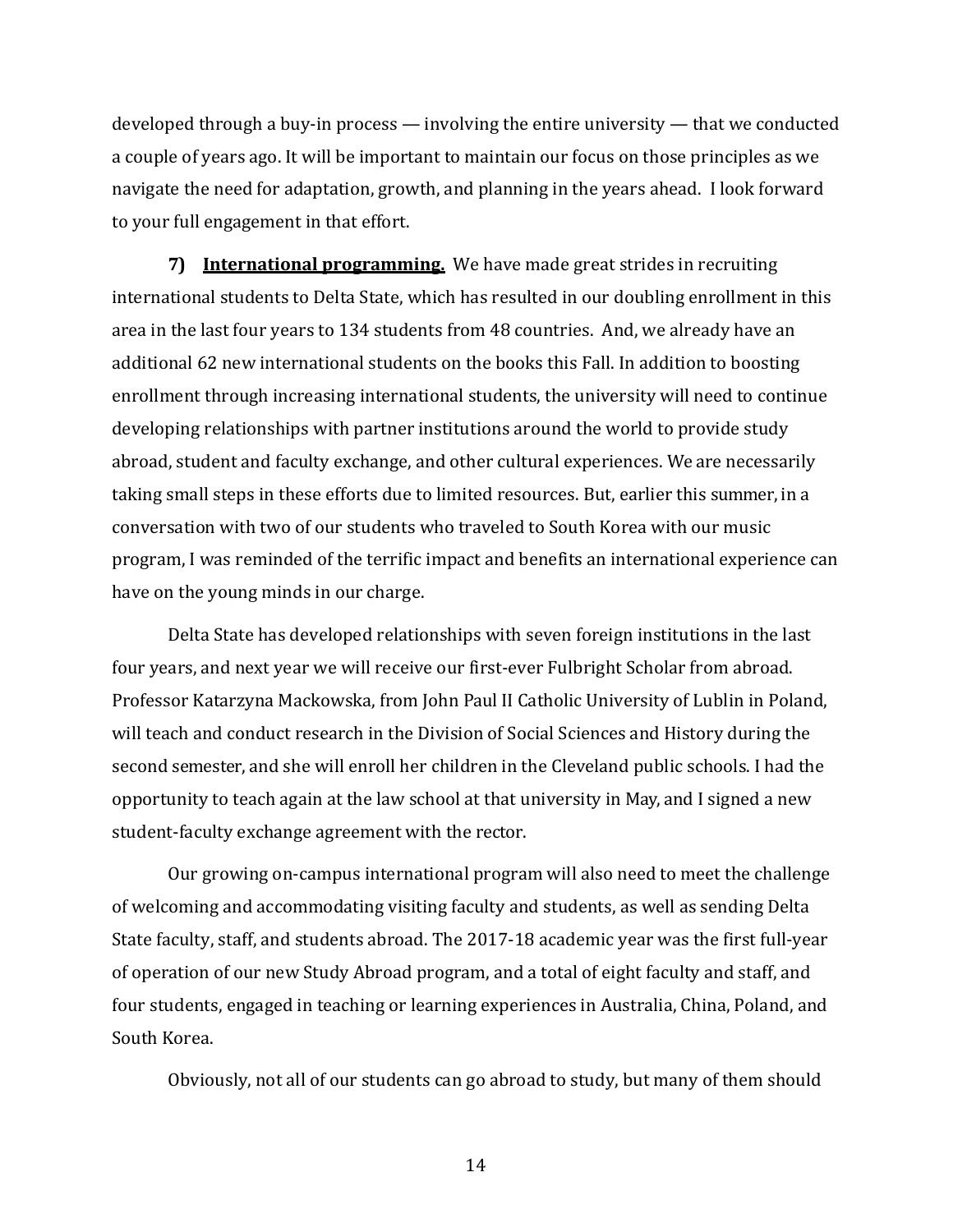developed through a buy-in process — involving the entire university — that we conducted a couple of years ago. It will be important to maintain our focus on those principles as we navigate the need for adaptation, growth, and planning in the years ahead. I look forward to your full engagement in that effort.

**7) International programming.** We have made great strides in recruiting international students to Delta State, which has resulted in our doubling enrollment in this area in the last four years to 134 students from 48 countries. And, we already have an additional 62 new international students on the books this Fall. In addition to boosting enrollment through increasing international students, the university will need to continue developing relationships with partner institutions around the world to provide study abroad, student and faculty exchange, and other cultural experiences. We are necessarily taking small steps in these efforts due to limited resources. But, earlier this summer, in a conversation with two of our students who traveled to South Korea with our music program, I was reminded of the terrific impact and benefits an international experience can have on the young minds in our charge.

Delta State has developed relationships with seven foreign institutions in the last four years, and next year we will receive our first-ever Fulbright Scholar from abroad. Professor Katarzyna Mackowska, from John Paul II Catholic University of Lublin in Poland, will teach and conduct research in the Division of Social Sciences and History during the second semester, and she will enroll her children in the Cleveland public schools. I had the opportunity to teach again at the law school at that university in May, and I signed a new student-faculty exchange agreement with the rector.

Our growing on-campus international program will also need to meet the challenge of welcoming and accommodating visiting faculty and students, as well as sending Delta State faculty, staff, and students abroad. The 2017-18 academic year was the first full-year of operation of our new Study Abroad program, and a total of eight faculty and staff, and four students, engaged in teaching or learning experiences in Australia, China, Poland, and South Korea.

Obviously, not all of our students can go abroad to study, but many of them should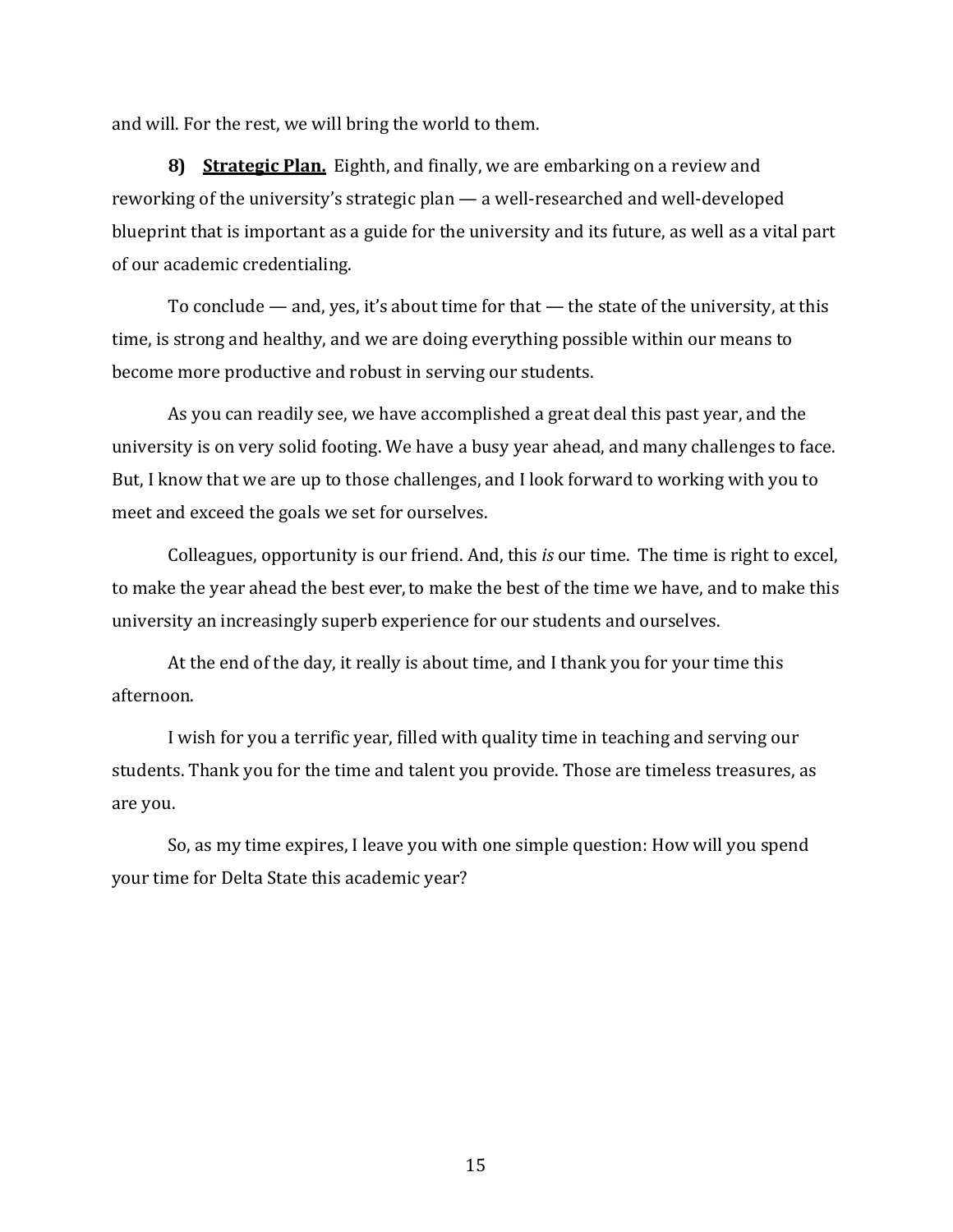and will. For the rest, we will bring the world to them.

**8) <u>Strategic Plan.</u>** Eighth, and finally, we are embarking on a review and reworking of the university's strategic plan — a well-researched and well-developed blueprint that is important as a guide for the university and its future, as well as a vital part of our academic credentialing.

To conclude — and, yes, it's about time for that — the state of the university, at this time, is strong and healthy, and we are doing everything possible within our means to become more productive and robust in serving our students.

As you can readily see, we have accomplished a great deal this past year, and the university is on very solid footing. We have a busy year ahead, and many challenges to face. But, I know that we are up to those challenges, and I look forward to working with you to meet and exceed the goals we set for ourselves.

Colleagues, opportunity is our friend. And, this *is* our time. The time is right to excel, to make the year ahead the best ever, to make the best of the time we have, and to make this university an increasingly superb experience for our students and ourselves.

At the end of the day, it really is about time, and I thank you for your time this afternoon.

I wish for you a terrific year, filled with quality time in teaching and serving our students. Thank you for the time and talent you provide. Those are timeless treasures, as are you.

So, as my time expires, I leave you with one simple question: How will you spend your time for Delta State this academic year?